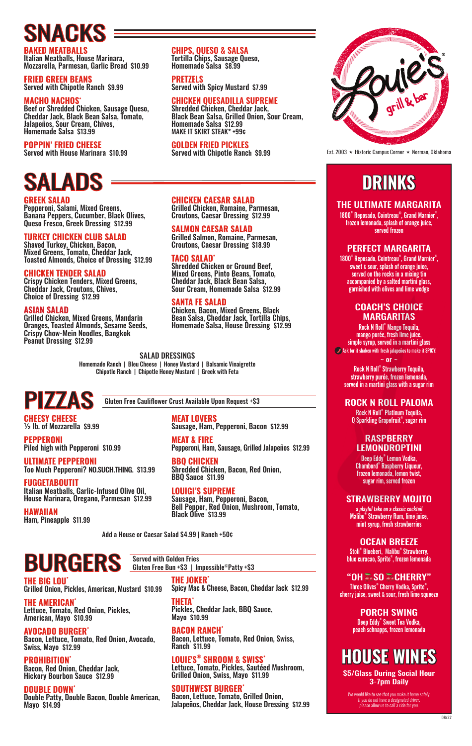# SNACKS

**BAKED MEATBALLS**
Italian Meatballs, House Marinara, Mozzarella, Parmesan, Garlic Bread $10.99

**FRIED GREEN BEANS**
Served with Chipotle Ranch $9.99

**MACHO NACHOS***
Beef or Shredded Chicken, Sausage Queso, Cheddar Jack, Black Bean Salsa, Tomato, Jalapeños, Sour Cream, Chives, Homemade Salsa $13.99

**POPPIN' FRIED CHEESE**
Served with House Marinara $10.99

**CHIPS, QUESO & SALSA**
Tortilla Chips, Sausage Queso, Homemade Salsa $8.99

**PRETZELS**
Served with Spicy Mustard $7.99

**CHICKEN QUESADILLA SUPREME**
Shredded Chicken, Cheddar Jack, Black Bean Salsa, Grilled Onion, Sour Cream, Homemade Salsa $12.99
MAKE IT SKIRT STEAK* +99¢

**GOLDEN FRIED PICKLES**
Served with Chipotle Ranch $9.99

Louie's grill & bar

Est. 2003 ★ Historic Campus Corner ★ Norman, Oklahoma

# SALADS

**GREEK SALAD**
Pepperoni, Salami, Mixed Greens, Banana Peppers, Cucumber, Black Olives, Queso Fresco, Greek Dressing $12.99

**TURKEY CHICKEN CLUB SALAD**
Shaved Turkey, Chicken, Bacon, Mixed Greens, Tomato, Cheddar Jack, Toasted Almonds, Choice of Dressing $12.99

**CHICKEN TENDER SALAD**
Crispy Chicken Tenders, Mixed Greens, Cheddar Jack, Croutons, Chives, Choice of Dressing $12.99

**ASIAN SALAD**
Grilled Chicken, Mixed Greens, Mandarin Oranges, Toasted Almonds, Sesame Seeds, Crispy Chow-Mein Noodles, Bangkok Peanut Dressing $12.99

**CHICKEN CAESAR SALAD**
Grilled Chicken, Romaine, Parmesan, Croutons, Caesar Dressing $12.99

**SALMON CAESAR SALAD**
Grilled Salmon, Romaine, Parmesan, Croutons, Caesar Dressing $18.99

**TACO SALAD***
Shredded Chicken or Ground Beef, Mixed Greens, Pinto Beans, Tomato, Cheddar Jack, Black Bean Salsa, Sour Cream, Homemade Salsa $12.99

**SANTA FE SALAD**
Chicken, Bacon, Mixed Greens, Black Bean Salsa, Cheddar Jack, Tortilla Chips, Homemade Salsa, House Dressing $12.99

**SALAD DRESSINGS**
Homemade Ranch | Bleu Cheese | Honey Mustard | Balsamic Vinaigrette
Chipotle Ranch | Chipotle Honey Mustard | Greek with Feta

# PIZZAS

Gluten Free Cauliflower Crust Available Upon Request +$3

**CHEESY CHEESE**
½ lb. of Mozzarella $9.99

**PEPPERONI**
Piled high with Pepperoni $10.99

**ULTIMATE PEPPERONI**
Too Much Pepperoni? NO.SUCH.THING. $13.99

**FUGGETABOUTIT**
Italian Meatballs, Garlic-Infused Olive Oil, House Marinara, Oregano, Parmesan $12.99

**HAWAIIAN**
Ham, Pineapple $11.99

**MEAT LOVERS**
Sausage, Ham, Pepperoni, Bacon $12.99

**MEAT & FIRE**
Pepperoni, Ham, Sausage, Grilled Jalapeños $12.99

**BBQ CHICKEN**
Shredded Chicken, Bacon, Red Onion, BBQ Sauce $11.99

**LOUIGI'S SUPREME**
Sausage, Ham, Pepperoni, Bacon, Bell Pepper, Red Onion, Mushroom, Tomato, Black Olive $13.99

Add a House or Caesar Salad $4.99 | Ranch +50¢

# BURGERS

Served with Golden Fries
Gluten Free Bun +$3 | Impossible® Patty +$3

**THE BIG LOU***
Grilled Onion, Pickles, American, Mustard $10.99

**THE AMERICAN***
Lettuce, Tomato, Red Onion, Pickles, American, Mayo $10.99

**AVOCADO BURGER***
Bacon, Lettuce, Tomato, Red Onion, Avocado, Swiss, Mayo $12.99

**PROHIBITION***
Bacon, Red Onion, Cheddar Jack, Hickory Bourbon Sauce $12.99

**DOUBLE DOWN***
Double Patty, Double Bacon, Double American, Mayo $14.99

**THE JOKER***
Spicy Mac & Cheese, Bacon, Cheddar Jack $12.99

**THETA***
Pickles, Cheddar Jack, BBQ Sauce, Mayo $10.99

**BACON RANCH***
Bacon, Lettuce, Tomato, Red Onion, Swiss, Ranch $11.99

**LOUIE'S® SHROOM & SWISS***
Lettuce, Tomato, Pickles, Sautéed Mushroom, Grilled Onion, Swiss, Mayo $11.99

**SOUTHWEST BURGER***
Bacon, Lettuce, Tomato, Grilled Onion, Jalapeños, Cheddar Jack, House Dressing $12.99

# DRINKS

**THE ULTIMATE MARGARITA**
1800® Reposado, Cointreau®, Grand Marnier®, frozen lemonada, splash of orange juice, served frozen

**PERFECT MARGARITA**
1800® Reposado, Cointreau®, Grand Marnier®, sweet & sour, splash of orange juice, served on the rocks in a mixing tin accompanied by a salted martini glass, garnished with olives and lime wedge

**COACH'S CHOICE MARGARITAS**
Rock N Roll® Mango Tequila, mango purée, fresh lime juice, simple syrup, served in a martini glass
Ask for it shaken with fresh jalapeños to make it SPICY!

~ or ~

Rock N Roll® Strawberry Tequila, strawberry purée, frozen lemonada, served in a martini glass with a sugar rim

**ROCK N ROLL PALOMA**
Rock N Roll® Platinum Tequila, Q Sparkling Grapefruit®, sugar rim

**RASPBERRY LEMONDROPTINI**
Deep Eddy® Lemon Vodka, Chambord® Raspberry Liqueur, frozen lemonada, lemon twist, sugar rim, served frozen

**STRAWBERRY MOJITO**
*a playful take on a classic cocktail*
Malibu® Strawberry Rum, lime juice, mint syrup, fresh strawberries

**OCEAN BREEZE**
Stoli® Blueberi, Malibu® Strawberry, blue curacao, Sprite®, frozen lemonada

**"OH SO CHERRY"**
Three Olives® Cherry Vodka, Sprite®, cherry juice, sweet & sour, fresh lime squeeze

**PORCH SWING**
Deep Eddy® Sweet Tea Vodka, peach schnapps, frozen lemonada

# HOUSE WINES

**$5/Glass During Social Hour 3-7pm Daily**

*We would like to see that you make it home safely. If you do not have a designated driver, please allow us to call a ride for you.*

06/22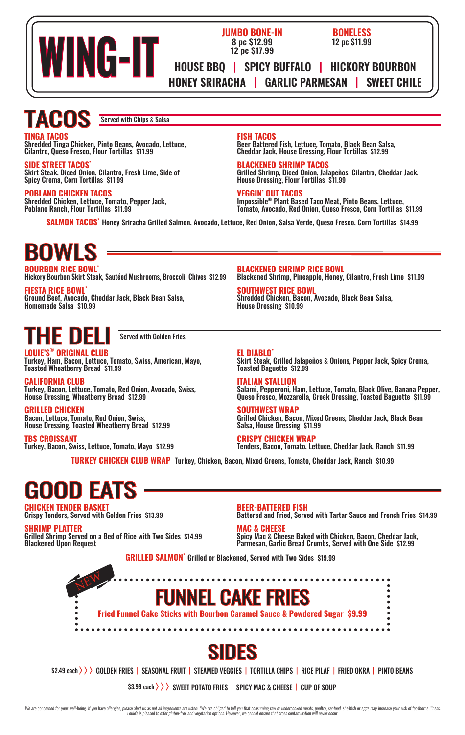# WING-IT

**JUMBO BONE-IN**
8 pc $12.99
12 pc $17.99

**BONELESS**
12 pc $11.99

HOUSE BBQ | SPICY BUFFALO | HICKORY BOURBON
HONEY SRIRACHA | GARLIC PARMESAN | SWEET CHILE

# TACOS

Served with Chips & Salsa

**TINGA TACOS**
Shredded Tinga Chicken, Pinto Beans, Avocado, Lettuce, Cilantro, Queso Fresco, Flour Tortillas $11.99

**SIDE STREET TACOS***
Skirt Steak, Diced Onion, Cilantro, Fresh Lime, Side of Spicy Crema, Corn Tortillas $11.99

**POBLANO CHICKEN TACOS**
Shredded Chicken, Lettuce, Tomato, Pepper Jack, Poblano Ranch, Flour Tortillas $11.99

**FISH TACOS**
Beer Battered Fish, Lettuce, Tomato, Black Bean Salsa, Cheddar Jack, House Dressing, Flour Tortillas $12.99

**BLACKENED SHRIMP TACOS**
Grilled Shrimp, Diced Onion, Jalapeños, Cilantro, Cheddar Jack, House Dressing, Flour Tortillas $11.99

**VEGGIN' OUT TACOS**
Impossible® Plant Based Taco Meat, Pinto Beans, Lettuce, Tomato, Avocado, Red Onion, Queso Fresco, Corn Tortillas $11.99

**SALMON TACOS*** Honey Sriracha Grilled Salmon, Avocado, Lettuce, Red Onion, Salsa Verde, Queso Fresco, Corn Tortillas $14.99

# BOWLS

**BOURBON RICE BOWL***
Hickory Bourbon Skirt Steak, Sautéed Mushrooms, Broccoli, Chives $12.99

**FIESTA RICE BOWL***
Ground Beef, Avocado, Cheddar Jack, Black Bean Salsa, Homemade Salsa $10.99

**BLACKENED SHRIMP RICE BOWL**
Blackened Shrimp, Pineapple, Honey, Cilantro, Fresh Lime $11.99

**SOUTHWEST RICE BOWL**
Shredded Chicken, Bacon, Avocado, Black Bean Salsa, House Dressing $10.99

# THE DELI

Served with Golden Fries

**LOUIE'S® ORIGINAL CLUB**
Turkey, Ham, Bacon, Lettuce, Tomato, Swiss, American, Mayo, Toasted Wheatberry Bread $11.99

**CALIFORNIA CLUB**
Turkey, Bacon, Lettuce, Tomato, Red Onion, Avocado, Swiss, House Dressing, Wheatberry Bread $12.99

**GRILLED CHICKEN**
Bacon, Lettuce, Tomato, Red Onion, Swiss, House Dressing, Toasted Wheatberry Bread $12.99

**TBS CROISSANT**
Turkey, Bacon, Swiss, Lettuce, Tomato, Mayo $12.99

**EL DIABLO***
Skirt Steak, Grilled Jalapeños & Onions, Pepper Jack, Spicy Crema, Toasted Baguette $12.99

**ITALIAN STALLION**
Salami, Pepperoni, Ham, Lettuce, Tomato, Black Olive, Banana Pepper, Queso Fresco, Mozzarella, Greek Dressing, Toasted Baguette $11.99

**SOUTHWEST WRAP**
Grilled Chicken, Bacon, Mixed Greens, Cheddar Jack, Black Bean Salsa, House Dressing $11.99

**CRISPY CHICKEN WRAP**
Tenders, Bacon, Tomato, Lettuce, Cheddar Jack, Ranch $11.99

**TURKEY CHICKEN CLUB WRAP** Turkey, Chicken, Bacon, Mixed Greens, Tomato, Cheddar Jack, Ranch $10.99

# GOOD EATS

**CHICKEN TENDER BASKET**
Crispy Tenders, Served with Golden Fries $13.99

**SHRIMP PLATTER**
Grilled Shrimp Served on a Bed of Rice with Two Sides $14.99
Blackened Upon Request

**BEER-BATTERED FISH**
Battered and Fried, Served with Tartar Sauce and French Fries $14.99

**MAC & CHEESE**
Spicy Mac & Cheese Baked with Chicken, Bacon, Cheddar Jack, Parmesan, Garlic Bread Crumbs, Served with One Side $12.99

**GRILLED SALMON*** Grilled or Blackened, Served with Two Sides $19.99

NEW

## FUNNEL CAKE FRIES

Fried Funnel Cake Sticks with Bourbon Caramel Sauce & Powdered Sugar $9.99

# SIDES

$2.49 each 〉〉〉 GOLDEN FRIES | SEASONAL FRUIT | STEAMED VEGGIES | TORTILLA CHIPS | RICE PILAF | FRIED OKRA | PINTO BEANS

$3.99 each 〉〉〉 SWEET POTATO FRIES | SPICY MAC & CHEESE | CUP OF SOUP

*We are concerned for your well-being. If you have allergies, please alert us as not all ingredients are listed! *We are obliged to tell you that consuming raw or undercooked meats, poultry, seafood, shellfish or eggs may increase your risk of foodborne illness. Louie's is pleased to offer gluten-free and vegetarian options. However, we cannot ensure that cross contamination will never occur.*